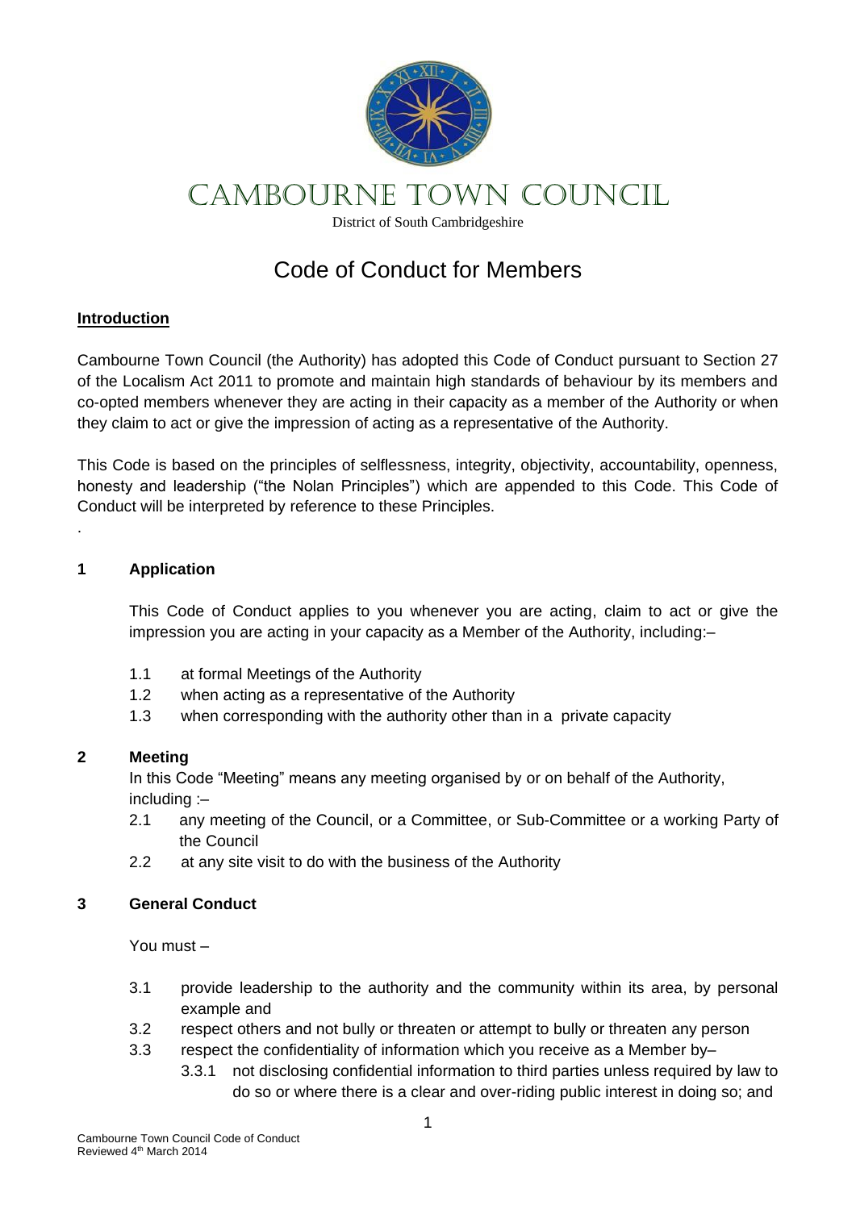# CAMBOURNE TOWN COUNCIL

District of South Cambridgeshire

## Code of Conduct for Members

**Introduction**

Cambourne Town Council (the Authority) has adopted this Code of Conduct pursuant to Section 27 of the Localism Act 2011 to promote and maintain high standards of behaviour by its members and co-opted members whenever they are acting in their capacity as a member of the Authority or when they claim to act or give the impression of acting as a representative of the Authority.

This Code is based on the principles of selflessness, integrity, objectivity, accountability, openness, honesty and leadership ("the Nolan Principles") which are appended to this Code. This Code of Conduct will be interpreted by reference to these Principles.

.

### 1 Application

This Code of Conduct applies to you whenever you are acting, claim to act or give the impression you are acting in your capacity as a Member of the Authority, including:–

1.1 at formal Meetings of the Authority

1.2 when acting as a representative of the Authority

1.3 when corresponding with the authority other than in a private capacity

### 2 Meeting

In this Code "Meeting" means any meeting organised by or on behalf of the Authority, including :–

2.1 any meeting of the Council, or a Committee, or Sub-Committee or a working Party of the Council

2.2 at any site visit to do with the business of the Authority

### 3 General Conduct

You must –

3.1 provide leadership to the authority and the community within its area, by personal example and

3.2 respect others and not bully or threaten or attempt to bully or threaten any person

3.3 respect the confidentiality of information which you receive as a Member by–

3.3.1 not disclosing confidential information to third parties unless required by law to do so or where there is a clear and over-riding public interest in doing so; and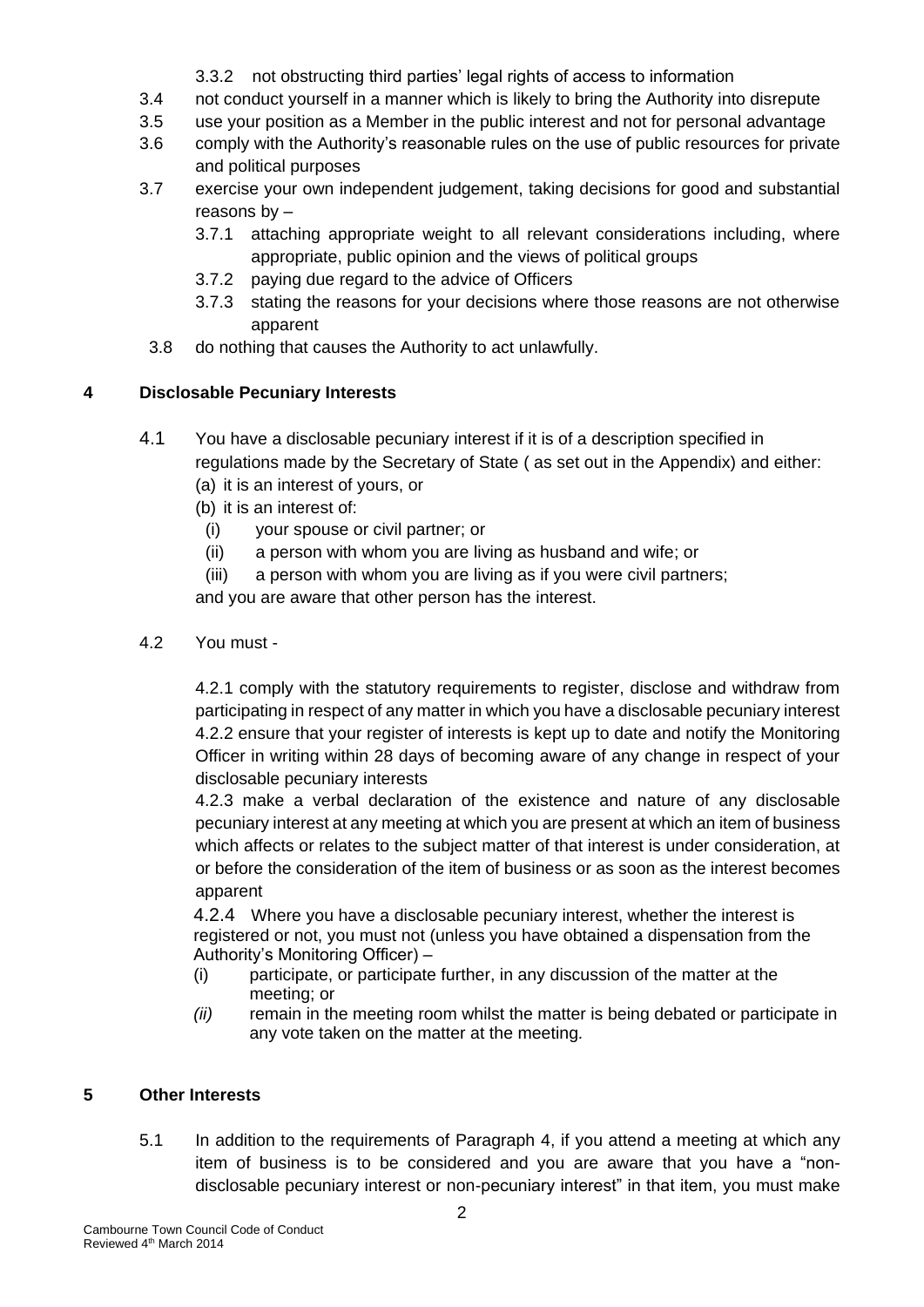3.3.2 not obstructing third parties' legal rights of access to information

3.4 not conduct yourself in a manner which is likely to bring the Authority into disrepute

3.5 use your position as a Member in the public interest and not for personal advantage

3.6 comply with the Authority's reasonable rules on the use of public resources for private and political purposes

3.7 exercise your own independent judgement, taking decisions for good and substantial reasons by –

3.7.1 attaching appropriate weight to all relevant considerations including, where appropriate, public opinion and the views of political groups

3.7.2 paying due regard to the advice of Officers

3.7.3 stating the reasons for your decisions where those reasons are not otherwise apparent

3.8 do nothing that causes the Authority to act unlawfully.

## 4 Disclosable Pecuniary Interests

4.1 You have a disclosable pecuniary interest if it is of a description specified in regulations made by the Secretary of State ( as set out in the Appendix) and either:

(a) it is an interest of yours, or

(b) it is an interest of:

(i) your spouse or civil partner; or

(ii) a person with whom you are living as husband and wife; or

(iii) a person with whom you are living as if you were civil partners;

and you are aware that other person has the interest.

4.2 You must -

4.2.1 comply with the statutory requirements to register, disclose and withdraw from participating in respect of any matter in which you have a disclosable pecuniary interest

4.2.2 ensure that your register of interests is kept up to date and notify the Monitoring Officer in writing within 28 days of becoming aware of any change in respect of your disclosable pecuniary interests

4.2.3 make a verbal declaration of the existence and nature of any disclosable pecuniary interest at any meeting at which you are present at which an item of business which affects or relates to the subject matter of that interest is under consideration, at or before the consideration of the item of business or as soon as the interest becomes apparent

4.2.4 Where you have a disclosable pecuniary interest, whether the interest is registered or not, you must not (unless you have obtained a dispensation from the Authority's Monitoring Officer) –

(i) participate, or participate further, in any discussion of the matter at the meeting; or

*(ii)* remain in the meeting room whilst the matter is being debated or participate in any vote taken on the matter at the meeting.

## 5 Other Interests

5.1 In addition to the requirements of Paragraph 4, if you attend a meeting at which any item of business is to be considered and you are aware that you have a "non-disclosable pecuniary interest or non-pecuniary interest" in that item, you must make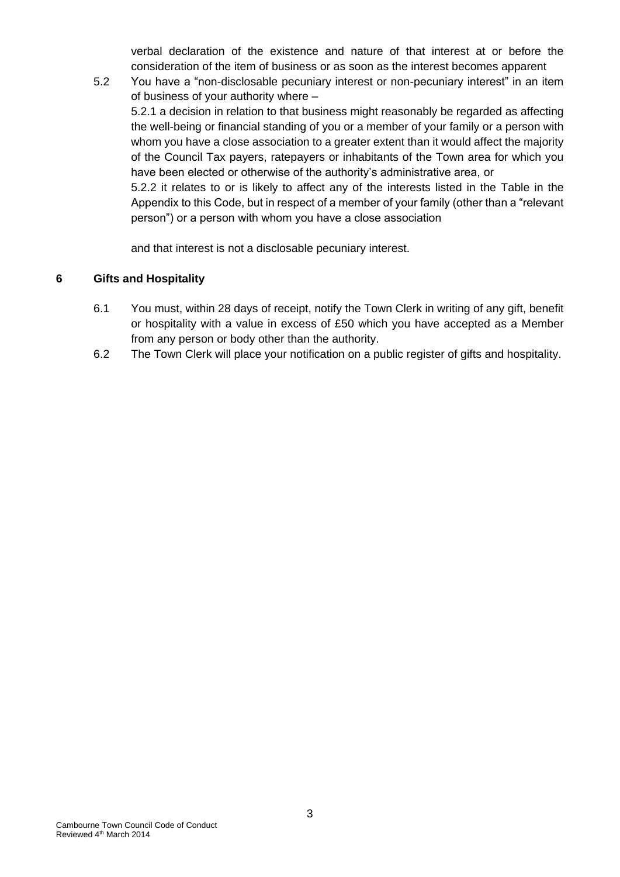verbal declaration of the existence and nature of that interest at or before the consideration of the item of business or as soon as the interest becomes apparent

5.2 You have a "non-disclosable pecuniary interest or non-pecuniary interest" in an item of business of your authority where –

5.2.1 a decision in relation to that business might reasonably be regarded as affecting the well-being or financial standing of you or a member of your family or a person with whom you have a close association to a greater extent than it would affect the majority of the Council Tax payers, ratepayers or inhabitants of the Town area for which you have been elected or otherwise of the authority's administrative area, or

5.2.2 it relates to or is likely to affect any of the interests listed in the Table in the Appendix to this Code, but in respect of a member of your family (other than a "relevant person") or a person with whom you have a close association

and that interest is not a disclosable pecuniary interest.

## 6 Gifts and Hospitality

6.1 You must, within 28 days of receipt, notify the Town Clerk in writing of any gift, benefit or hospitality with a value in excess of £50 which you have accepted as a Member from any person or body other than the authority.

6.2 The Town Clerk will place your notification on a public register of gifts and hospitality.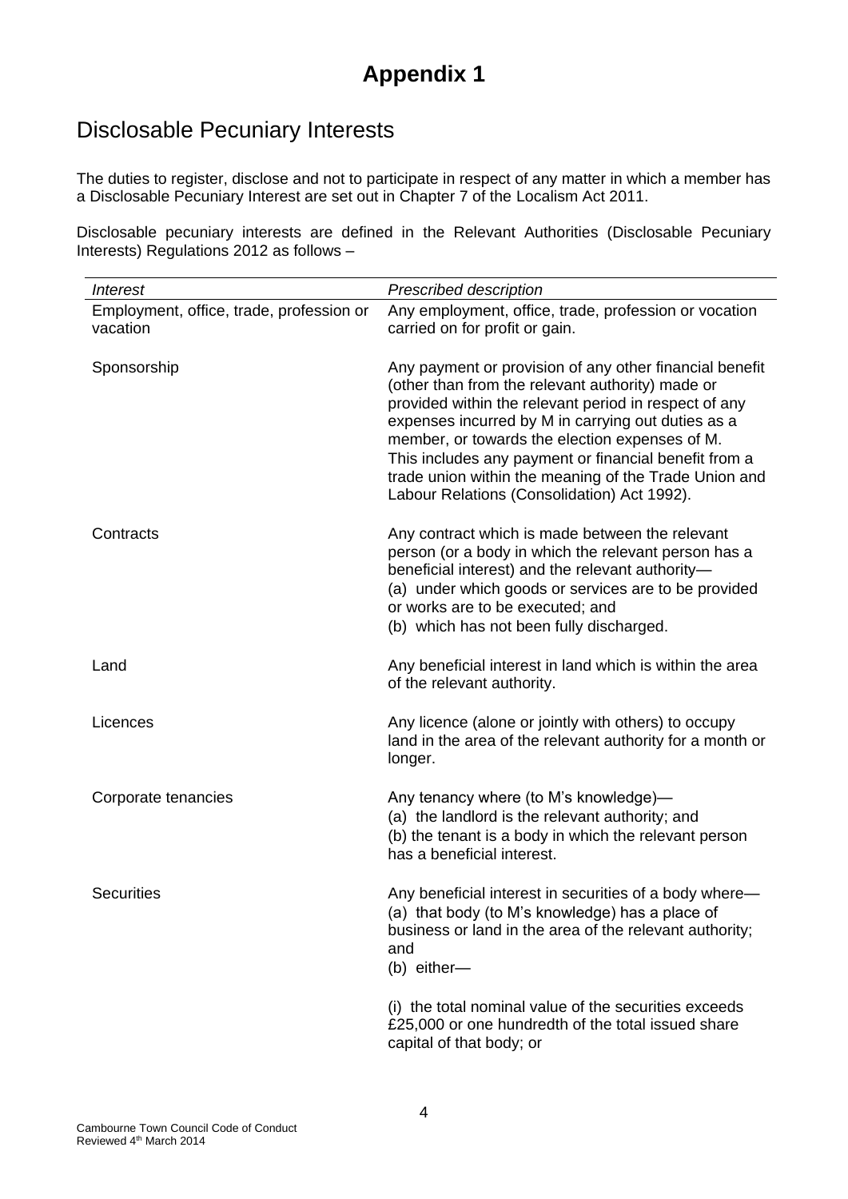# Appendix 1

## Disclosable Pecuniary Interests

The duties to register, disclose and not to participate in respect of any matter in which a member has a Disclosable Pecuniary Interest are set out in Chapter 7 of the Localism Act 2011.

Disclosable pecuniary interests are defined in the Relevant Authorities (Disclosable Pecuniary Interests) Regulations 2012 as follows –

| *Interest* | *Prescribed description* |
|---|---|
| Employment, office, trade, profession or vacation | Any employment, office, trade, profession or vocation carried on for profit or gain. |
| Sponsorship | Any payment or provision of any other financial benefit (other than from the relevant authority) made or provided within the relevant period in respect of any expenses incurred by M in carrying out duties as a member, or towards the election expenses of M. This includes any payment or financial benefit from a trade union within the meaning of the Trade Union and Labour Relations (Consolidation) Act 1992). |
| Contracts | Any contract which is made between the relevant person (or a body in which the relevant person has a beneficial interest) and the relevant authority— (a) under which goods or services are to be provided or works are to be executed; and (b) which has not been fully discharged. |
| Land | Any beneficial interest in land which is within the area of the relevant authority. |
| Licences | Any licence (alone or jointly with others) to occupy land in the area of the relevant authority for a month or longer. |
| Corporate tenancies | Any tenancy where (to M's knowledge)— (a) the landlord is the relevant authority; and (b) the tenant is a body in which the relevant person has a beneficial interest. |
| Securities | Any beneficial interest in securities of a body where— (a) that body (to M's knowledge) has a place of business or land in the area of the relevant authority; and (b) either— (i) the total nominal value of the securities exceeds £25,000 or one hundredth of the total issued share capital of that body; or |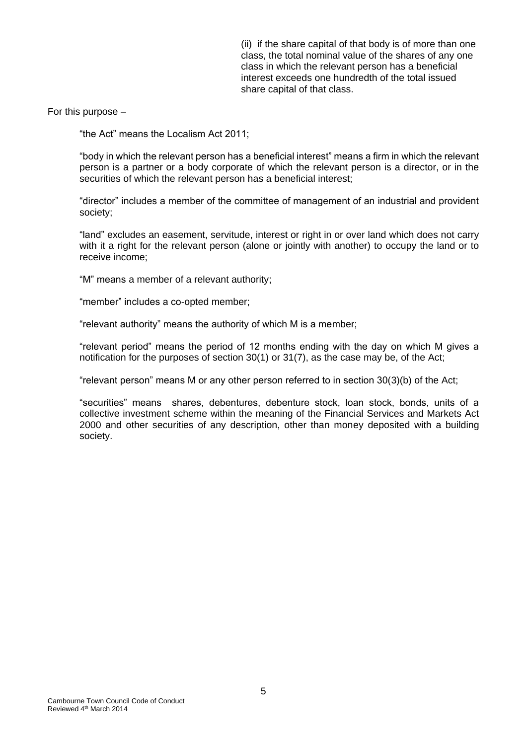(ii) if the share capital of that body is of more than one class, the total nominal value of the shares of any one class in which the relevant person has a beneficial interest exceeds one hundredth of the total issued share capital of that class.

For this purpose –

"the Act" means the Localism Act 2011;

"body in which the relevant person has a beneficial interest" means a firm in which the relevant person is a partner or a body corporate of which the relevant person is a director, or in the securities of which the relevant person has a beneficial interest;

"director" includes a member of the committee of management of an industrial and provident society;

"land" excludes an easement, servitude, interest or right in or over land which does not carry with it a right for the relevant person (alone or jointly with another) to occupy the land or to receive income;

"M" means a member of a relevant authority;

"member" includes a co-opted member;

"relevant authority" means the authority of which M is a member;

"relevant period" means the period of 12 months ending with the day on which M gives a notification for the purposes of section 30(1) or 31(7), as the case may be, of the Act;

"relevant person" means M or any other person referred to in section 30(3)(b) of the Act;

"securities" means shares, debentures, debenture stock, loan stock, bonds, units of a collective investment scheme within the meaning of the Financial Services and Markets Act 2000 and other securities of any description, other than money deposited with a building society.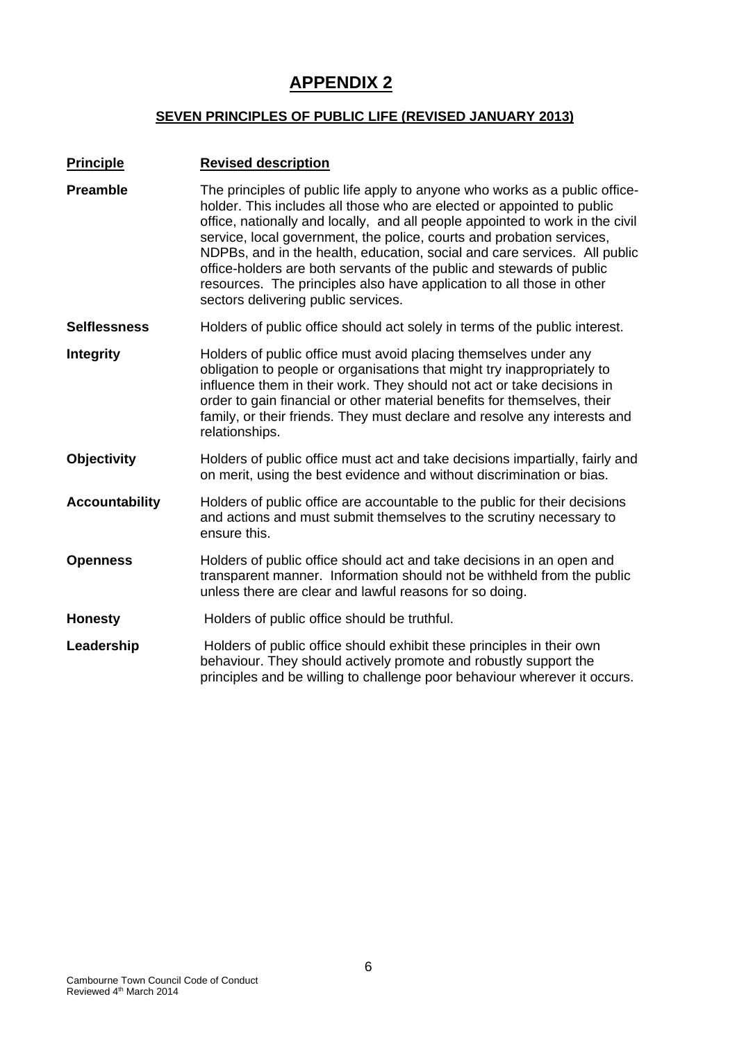# APPENDIX 2

## SEVEN PRINCIPLES OF PUBLIC LIFE (REVISED JANUARY 2013)

| Principle | Revised description |
|---|---|
| **Preamble** | The principles of public life apply to anyone who works as a public office-holder. This includes all those who are elected or appointed to public office, nationally and locally, and all people appointed to work in the civil service, local government, the police, courts and probation services, NDPBs, and in the health, education, social and care services. All public office-holders are both servants of the public and stewards of public resources. The principles also have application to all those in other sectors delivering public services. |
| **Selflessness** | Holders of public office should act solely in terms of the public interest. |
| **Integrity** | Holders of public office must avoid placing themselves under any obligation to people or organisations that might try inappropriately to influence them in their work. They should not act or take decisions in order to gain financial or other material benefits for themselves, their family, or their friends. They must declare and resolve any interests and relationships. |
| **Objectivity** | Holders of public office must act and take decisions impartially, fairly and on merit, using the best evidence and without discrimination or bias. |
| **Accountability** | Holders of public office are accountable to the public for their decisions and actions and must submit themselves to the scrutiny necessary to ensure this. |
| **Openness** | Holders of public office should act and take decisions in an open and transparent manner. Information should not be withheld from the public unless there are clear and lawful reasons for so doing. |
| **Honesty** | Holders of public office should be truthful. |
| **Leadership** | Holders of public office should exhibit these principles in their own behaviour. They should actively promote and robustly support the principles and be willing to challenge poor behaviour wherever it occurs. |

Cambourne Town Council Code of Conduct
Reviewed 4th March 2014